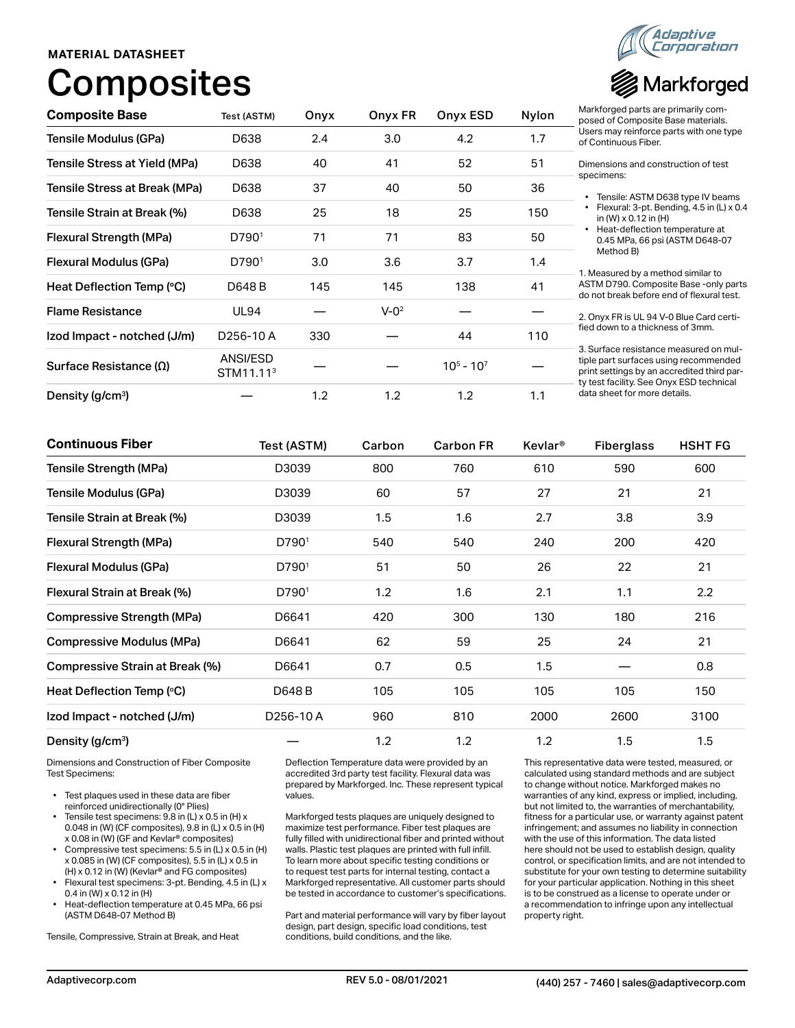MATERIAL DATASHEET

# Composites

Adaptive Corporation

Markforged

| Composite Base | Test (ASTM) | Onyx | Onyx FR | Onyx ESD | Nylon |
|---|---|---|---|---|---|
| Tensile Modulus (GPa) | D638 | 2.4 | 3.0 | 4.2 | 1.7 |
| Tensile Stress at Yield (MPa) | D638 | 40 | 41 | 52 | 51 |
| Tensile Stress at Break (MPa) | D638 | 37 | 40 | 50 | 36 |
| Tensile Strain at Break (%) | D638 | 25 | 18 | 25 | 150 |
| Flexural Strength (MPa) | D790[1] | 71 | 71 | 83 | 50 |
| Flexural Modulus (GPa) | D790[1] | 3.0 | 3.6 | 3.7 | 1.4 |
| Heat Deflection Temp (°C) | D648 B | 145 | 145 | 138 | 41 |
| Flame Resistance | UL94 | — | V-0[2] | — | — |
| Izod Impact - notched (J/m) | D256-10 A | 330 | — | 44 | 110 |
| Surface Resistance (Ω) | ANSI/ESD STM11.11[3] | — | — | $10^5$ - $10^7$ | — |
| Density (g/cm³) | — | 1.2 | 1.2 | 1.2 | 1.1 |

Markforged parts are primarily composed of Composite Base materials. Users may reinforce parts with one type of Continuous Fiber.

Dimensions and construction of test specimens:

- Tensile: ASTM D638 type IV beams
- Flexural: 3-pt. Bending, 4.5 in (L) x 0.4 in (W) x 0.12 in (H)
- Heat-deflection temperature at 0.45 MPa, 66 psi (ASTM D648-07 Method B)

1. Measured by a method similar to ASTM D790. Composite Base -only parts do not break before end of flexural test.

2. Onyx FR is UL 94 V-0 Blue Card certified down to a thickness of 3mm.

3. Surface resistance measured on multiple part surfaces using recommended print settings by an accredited third party test facility. See Onyx ESD technical data sheet for more details.

| Continuous Fiber | Test (ASTM) | Carbon | Carbon FR | Kevlar® | Fiberglass | HSHT FG |
|---|---|---|---|---|---|---|
| Tensile Strength (MPa) | D3039 | 800 | 760 | 610 | 590 | 600 |
| Tensile Modulus (GPa) | D3039 | 60 | 57 | 27 | 21 | 21 |
| Tensile Strain at Break (%) | D3039 | 1.5 | 1.6 | 2.7 | 3.8 | 3.9 |
| Flexural Strength (MPa) | D790[1] | 540 | 540 | 240 | 200 | 420 |
| Flexural Modulus (GPa) | D790[1] | 51 | 50 | 26 | 22 | 21 |
| Flexural Strain at Break (%) | D790[1] | 1.2 | 1.6 | 2.1 | 1.1 | 2.2 |
| Compressive Strength (MPa) | D6641 | 420 | 300 | 130 | 180 | 216 |
| Compressive Modulus (MPa) | D6641 | 62 | 59 | 25 | 24 | 21 |
| Compressive Strain at Break (%) | D6641 | 0.7 | 0.5 | 1.5 | — | 0.8 |
| Heat Deflection Temp (°C) | D648 B | 105 | 105 | 105 | 105 | 150 |
| Izod Impact - notched (J/m) | D256-10 A | 960 | 810 | 2000 | 2600 | 3100 |
| Density (g/cm³) | — | 1.2 | 1.2 | 1.2 | 1.5 | 1.5 |

Dimensions and Construction of Fiber Composite Test Specimens:

- Test plaques used in these data are fiber reinforced unidirectionally (0° Plies)
- Tensile test specimens: 9.8 in (L) x 0.5 in (H) x 0.048 in (W) (CF composites), 9.8 in (L) x 0.5 in (H) x 0.08 in (W) (GF and Kevlar® composites)
- Compressive test specimens: 5.5 in (L) x 0.5 in (H) x 0.085 in (W) (CF composites), 5.5 in (L) x 0.5 in (H) x 0.12 in (W) (Kevlar® and FG composites)
- Flexural test specimens: 3-pt. Bending, 4.5 in (L) x 0.4 in (W) x 0.12 in (H)
- Heat-deflection temperature at 0.45 MPa, 66 psi (ASTM D648-07 Method B)

Tensile, Compressive, Strain at Break, and Heat Deflection Temperature data were provided by an accredited 3rd party test facility. Flexural data was prepared by Markforged. Inc. These represent typical values.

Markforged tests plaques are uniquely designed to maximize test performance. Fiber test plaques are fully filled with unidirectional fiber and printed without walls. Plastic test plaques are printed with full infill. To learn more about specific testing conditions or to request test parts for internal testing, contact a Markforged representative. All customer parts should be tested in accordance to customer's specifications.

Part and material performance will vary by fiber layout design, part design, specific load conditions, test conditions, build conditions, and the like.

This representative data were tested, measured, or calculated using standard methods and are subject to change without notice. Markforged makes no warranties of any kind, express or implied, including, but not limited to, the warranties of merchantability, fitness for a particular use, or warranty against patent infringement; and assumes no liability in connection with the use of this information. The data listed here should not be used to establish design, quality control, or specification limits, and are not intended to substitute for your own testing to determine suitability for your particular application. Nothing in this sheet is to be construed as a license to operate under or a recommendation to infringe upon any intellectual property right.

Adaptivecorp.com REV 5.0 - 08/01/2021 (440) 257 - 7460 | sales@adaptivecorp.com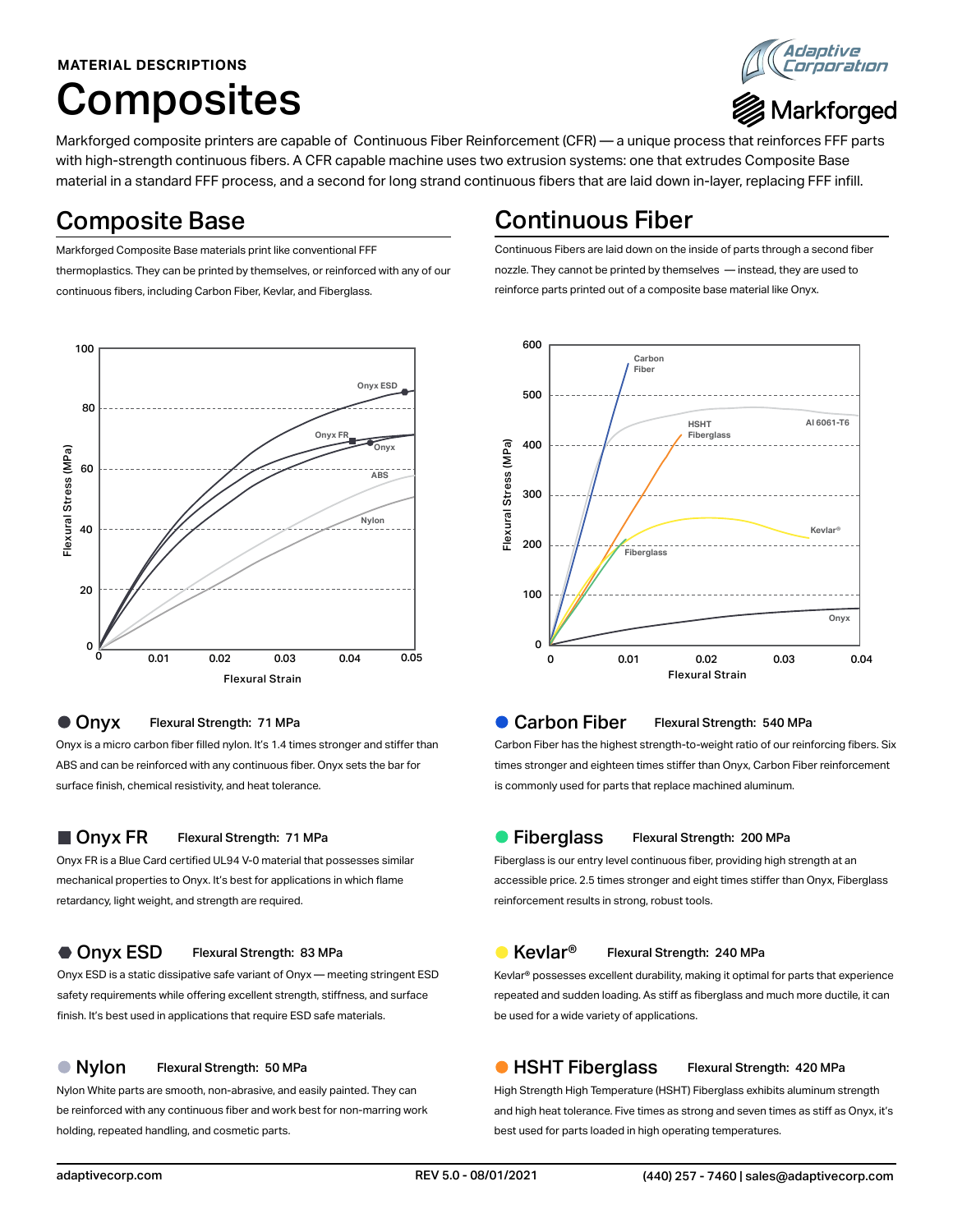MATERIAL DESCRIPTIONS

# Composites

Adaptive Corporation

Markforged

Markforged composite printers are capable of Continuous Fiber Reinforcement (CFR) — a unique process that reinforces FFF parts with high-strength continuous fibers. A CFR capable machine uses two extrusion systems: one that extrudes Composite Base material in a standard FFF process, and a second for long strand continuous fibers that are laid down in-layer, replacing FFF infill.

## Composite Base

Markforged Composite Base materials print like conventional FFF thermoplastics. They can be printed by themselves, or reinforced with any of our continuous fibers, including Carbon Fiber, Kevlar, and Fiberglass.

Flexural Stress (MPa)
100
80
60
40
20
0
0
0.01
0.02
0.03
0.04
0.05
Flexural Strain
Onyx ESD
Onyx FR
Onyx
ABS
Nylon

### ● Onyx — Flexural Strength: 71 MPa

Onyx is a micro carbon fiber filled nylon. It's 1.4 times stronger and stiffer than ABS and can be reinforced with any continuous fiber. Onyx sets the bar for surface finish, chemical resistivity, and heat tolerance.

### ■ Onyx FR — Flexural Strength: 71 MPa

Onyx FR is a Blue Card certified UL94 V-0 material that possesses similar mechanical properties to Onyx. It's best for applications in which flame retardancy, light weight, and strength are required.

### ⬣ Onyx ESD — Flexural Strength: 83 MPa

Onyx ESD is a static dissipative safe variant of Onyx — meeting stringent ESD safety requirements while offering excellent strength, stiffness, and surface finish. It's best used in applications that require ESD safe materials.

### ● Nylon — Flexural Strength: 50 MPa

Nylon White parts are smooth, non-abrasive, and easily painted. They can be reinforced with any continuous fiber and work best for non-marring work holding, repeated handling, and cosmetic parts.

## Continuous Fiber

Continuous Fibers are laid down on the inside of parts through a second fiber nozzle. They cannot be printed by themselves — instead, they are used to reinforce parts printed out of a composite base material like Onyx.

Flexural Stress (MPa)
600
500
400
300
200
100
0
0
0.01
0.02
0.03
0.04
Flexural Strain
Carbon Fiber
HSHT Fiberglass
Al 6061-T6
Kevlar®
Fiberglass
Onyx

### ● Carbon Fiber — Flexural Strength: 540 MPa

Carbon Fiber has the highest strength-to-weight ratio of our reinforcing fibers. Six times stronger and eighteen times stiffer than Onyx, Carbon Fiber reinforcement is commonly used for parts that replace machined aluminum.

### ● Fiberglass — Flexural Strength: 200 MPa

Fiberglass is our entry level continuous fiber, providing high strength at an accessible price. 2.5 times stronger and eight times stiffer than Onyx, Fiberglass reinforcement results in strong, robust tools.

### ● Kevlar® — Flexural Strength: 240 MPa

Kevlar® possesses excellent durability, making it optimal for parts that experience repeated and sudden loading. As stiff as fiberglass and much more ductile, it can be used for a wide variety of applications.

### ● HSHT Fiberglass — Flexural Strength: 420 MPa

High Strength High Temperature (HSHT) Fiberglass exhibits aluminum strength and high heat tolerance. Five times as strong and seven times as stiff as Onyx, it's best used for parts loaded in high operating temperatures.

adaptivecorp.com | REV 5.0 - 08/01/2021 | (440) 257 - 7460 | sales@adaptivecorp.com